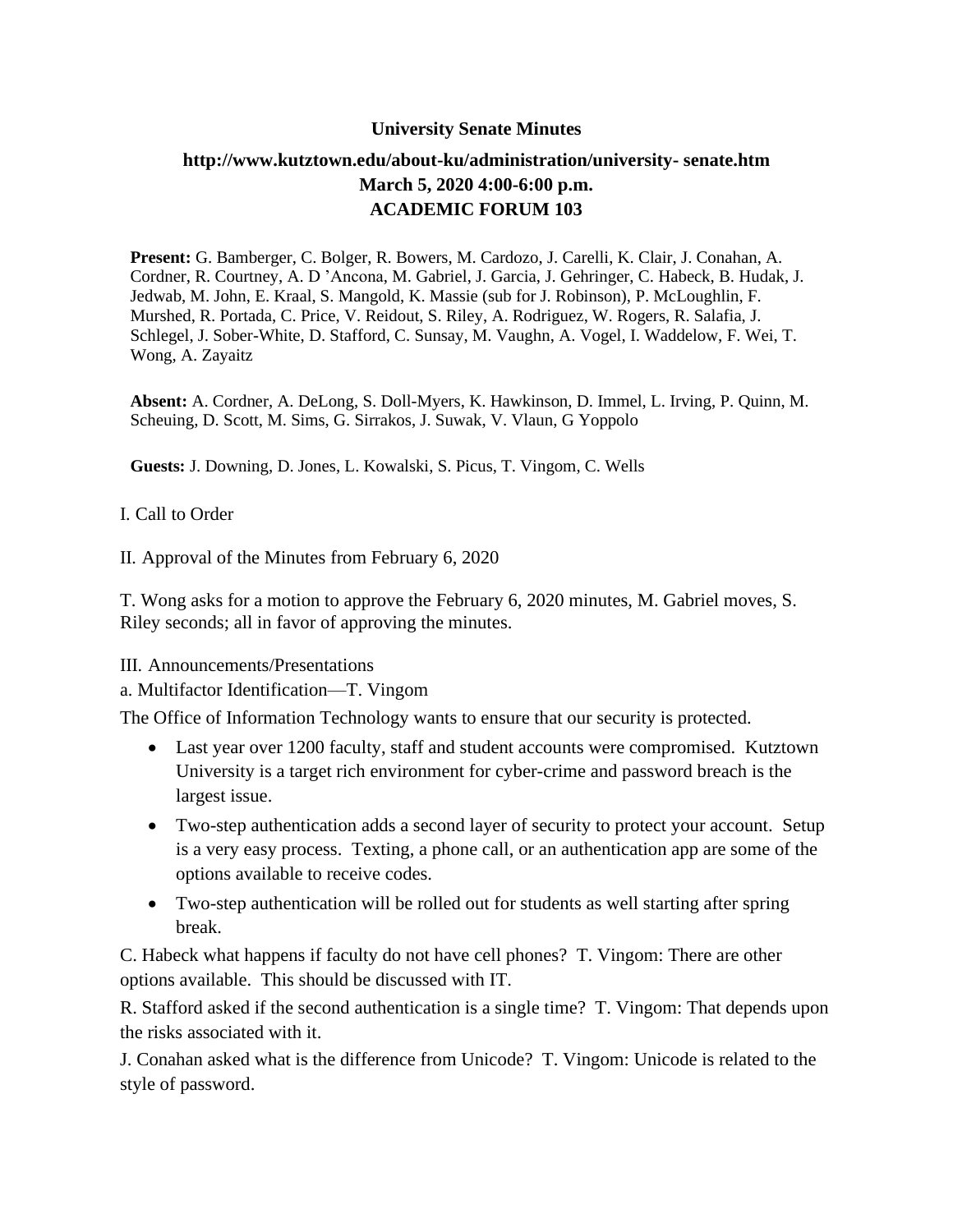**University Senate Minutes**

**http://www.kutztown.edu/about-ku/administration/university- senate.htm**
**March 5, 2020 4:00-6:00 p.m.**
**ACADEMIC FORUM 103**

**Present:** G. Bamberger, C. Bolger, R. Bowers, M. Cardozo, J. Carelli, K. Clair, J. Conahan, A. Cordner, R. Courtney, A. D 'Ancona, M. Gabriel, J. Garcia, J. Gehringer, C. Habeck, B. Hudak, J. Jedwab, M. John, E. Kraal, S. Mangold, K. Massie (sub for J. Robinson), P. McLoughlin, F. Murshed, R. Portada, C. Price, V. Reidout, S. Riley, A. Rodriguez, W. Rogers, R. Salafia, J. Schlegel, J. Sober-White, D. Stafford, C. Sunsay, M. Vaughn, A. Vogel, I. Waddelow, F. Wei, T. Wong, A. Zayaitz

**Absent:** A. Cordner, A. DeLong, S. Doll-Myers, K. Hawkinson, D. Immel, L. Irving, P. Quinn, M. Scheuing, D. Scott, M. Sims, G. Sirrakos, J. Suwak, V. Vlaun, G Yoppolo

**Guests:** J. Downing, D. Jones, L. Kowalski, S. Picus, T. Vingom, C. Wells

I. Call to Order

II. Approval of the Minutes from February 6, 2020

T. Wong asks for a motion to approve the February 6, 2020 minutes, M. Gabriel moves, S. Riley seconds; all in favor of approving the minutes.

III. Announcements/Presentations

a. Multifactor Identification—T. Vingom

The Office of Information Technology wants to ensure that our security is protected.

- Last year over 1200 faculty, staff and student accounts were compromised. Kutztown University is a target rich environment for cyber-crime and password breach is the largest issue.
- Two-step authentication adds a second layer of security to protect your account. Setup is a very easy process. Texting, a phone call, or an authentication app are some of the options available to receive codes.
- Two-step authentication will be rolled out for students as well starting after spring break.

C. Habeck what happens if faculty do not have cell phones? T. Vingom: There are other options available. This should be discussed with IT.

R. Stafford asked if the second authentication is a single time? T. Vingom: That depends upon the risks associated with it.

J. Conahan asked what is the difference from Unicode? T. Vingom: Unicode is related to the style of password.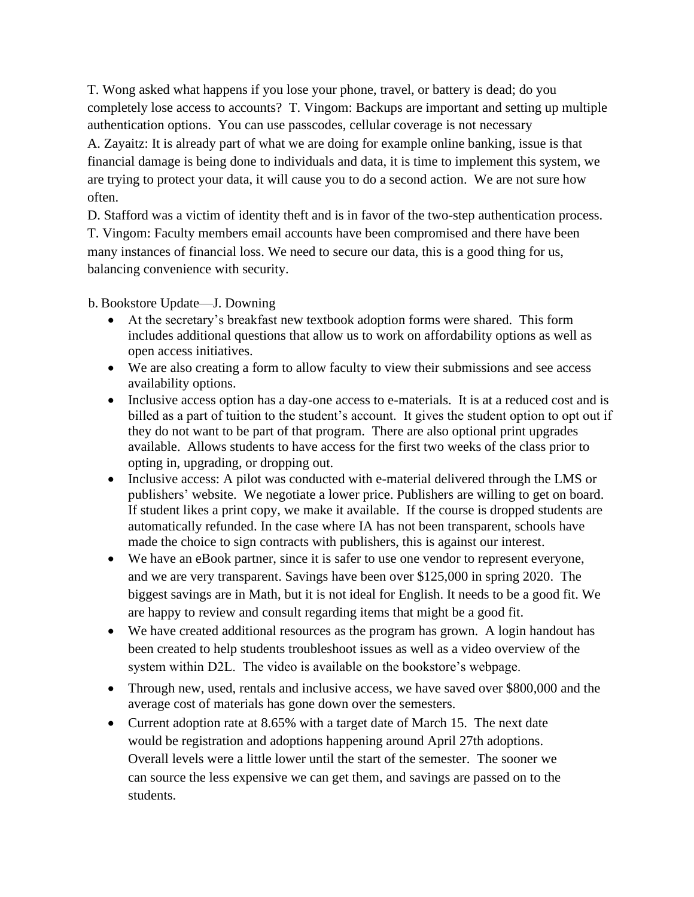T. Wong asked what happens if you lose your phone, travel, or battery is dead; do you completely lose access to accounts? T. Vingom: Backups are important and setting up multiple authentication options. You can use passcodes, cellular coverage is not necessary
A. Zayaitz: It is already part of what we are doing for example online banking, issue is that financial damage is being done to individuals and data, it is time to implement this system, we are trying to protect your data, it will cause you to do a second action. We are not sure how often.
D. Stafford was a victim of identity theft and is in favor of the two-step authentication process.
T. Vingom: Faculty members email accounts have been compromised and there have been many instances of financial loss. We need to secure our data, this is a good thing for us, balancing convenience with security.

b. Bookstore Update—J. Downing

- At the secretary's breakfast new textbook adoption forms were shared. This form includes additional questions that allow us to work on affordability options as well as open access initiatives.
- We are also creating a form to allow faculty to view their submissions and see access availability options.
- Inclusive access option has a day-one access to e-materials. It is at a reduced cost and is billed as a part of tuition to the student's account. It gives the student option to opt out if they do not want to be part of that program. There are also optional print upgrades available. Allows students to have access for the first two weeks of the class prior to opting in, upgrading, or dropping out.
- Inclusive access: A pilot was conducted with e-material delivered through the LMS or publishers' website. We negotiate a lower price. Publishers are willing to get on board. If student likes a print copy, we make it available. If the course is dropped students are automatically refunded. In the case where IA has not been transparent, schools have made the choice to sign contracts with publishers, this is against our interest.
- We have an eBook partner, since it is safer to use one vendor to represent everyone, and we are very transparent. Savings have been over $125,000 in spring 2020. The biggest savings are in Math, but it is not ideal for English. It needs to be a good fit. We are happy to review and consult regarding items that might be a good fit.
- We have created additional resources as the program has grown. A login handout has been created to help students troubleshoot issues as well as a video overview of the system within D2L. The video is available on the bookstore's webpage.
- Through new, used, rentals and inclusive access, we have saved over $800,000 and the average cost of materials has gone down over the semesters.
- Current adoption rate at 8.65% with a target date of March 15. The next date would be registration and adoptions happening around April 27th adoptions. Overall levels were a little lower until the start of the semester. The sooner we can source the less expensive we can get them, and savings are passed on to the students.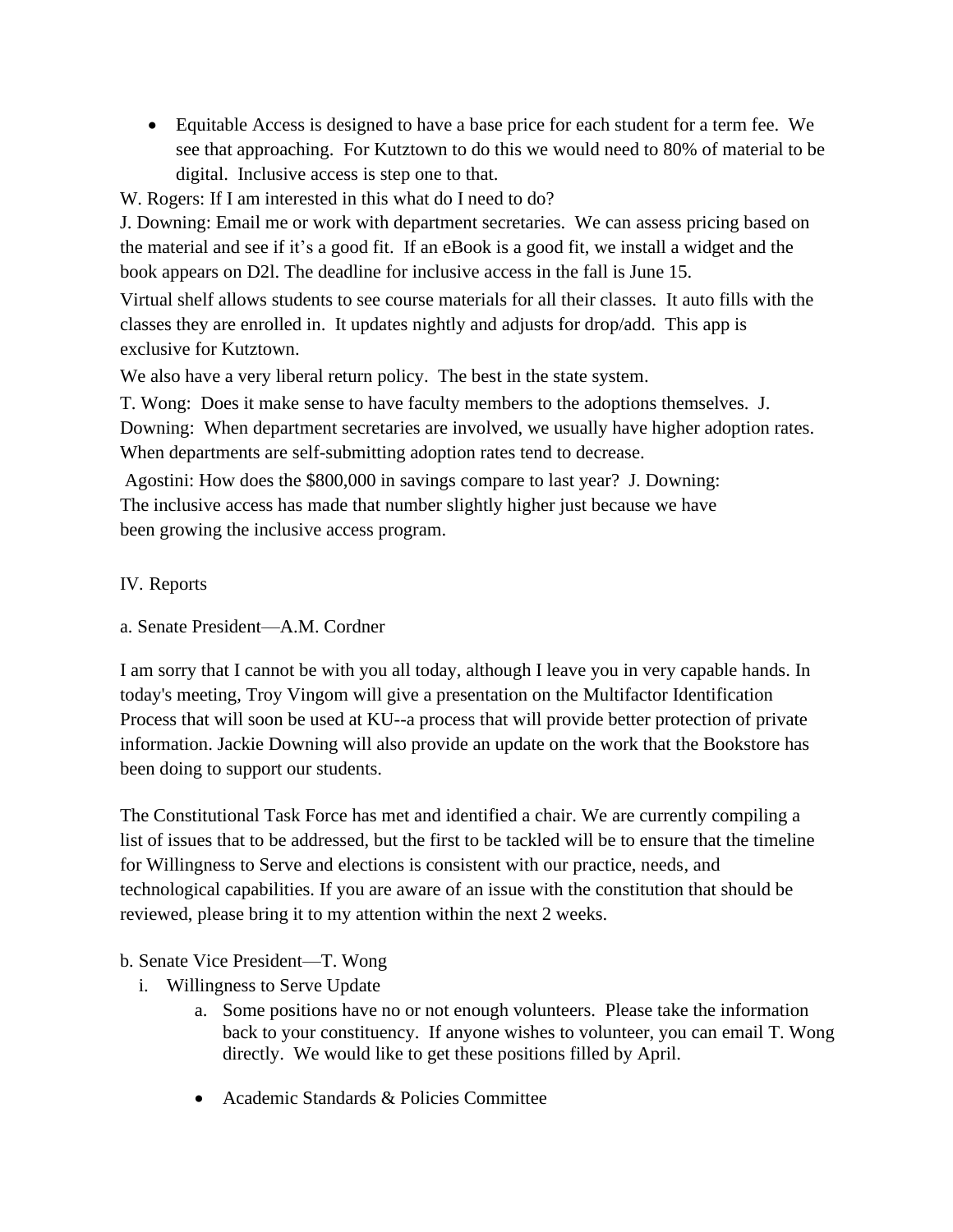- Equitable Access is designed to have a base price for each student for a term fee. We see that approaching. For Kutztown to do this we would need to 80% of material to be digital. Inclusive access is step one to that.

W. Rogers: If I am interested in this what do I need to do?

J. Downing: Email me or work with department secretaries. We can assess pricing based on the material and see if it's a good fit. If an eBook is a good fit, we install a widget and the book appears on D2l. The deadline for inclusive access in the fall is June 15.

Virtual shelf allows students to see course materials for all their classes. It auto fills with the classes they are enrolled in. It updates nightly and adjusts for drop/add. This app is exclusive for Kutztown.

We also have a very liberal return policy. The best in the state system.

T. Wong: Does it make sense to have faculty members to the adoptions themselves. J. Downing: When department secretaries are involved, we usually have higher adoption rates. When departments are self-submitting adoption rates tend to decrease.

Agostini: How does the $800,000 in savings compare to last year? J. Downing: The inclusive access has made that number slightly higher just because we have been growing the inclusive access program.

IV. Reports

a. Senate President—A.M. Cordner

I am sorry that I cannot be with you all today, although I leave you in very capable hands. In today's meeting, Troy Vingom will give a presentation on the Multifactor Identification Process that will soon be used at KU--a process that will provide better protection of private information. Jackie Downing will also provide an update on the work that the Bookstore has been doing to support our students.

The Constitutional Task Force has met and identified a chair. We are currently compiling a list of issues that to be addressed, but the first to be tackled will be to ensure that the timeline for Willingness to Serve and elections is consistent with our practice, needs, and technological capabilities. If you are aware of an issue with the constitution that should be reviewed, please bring it to my attention within the next 2 weeks.

b. Senate Vice President—T. Wong

i. Willingness to Serve Update

a. Some positions have no or not enough volunteers. Please take the information back to your constituency. If anyone wishes to volunteer, you can email T. Wong directly. We would like to get these positions filled by April.

- Academic Standards & Policies Committee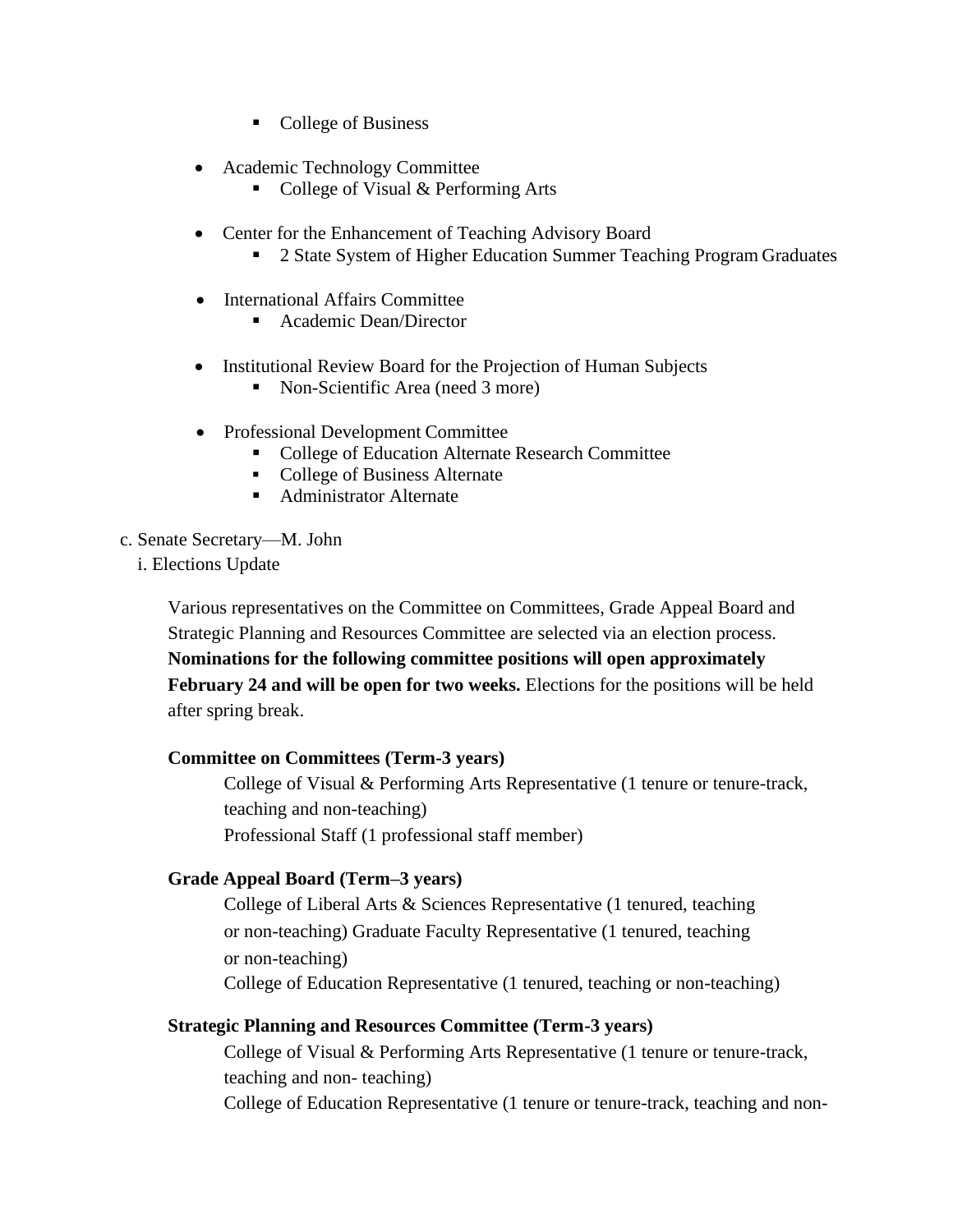- College of Business

- Academic Technology Committee
    - College of Visual & Performing Arts

- Center for the Enhancement of Teaching Advisory Board
    - 2 State System of Higher Education Summer Teaching Program Graduates

- International Affairs Committee
    - Academic Dean/Director

- Institutional Review Board for the Projection of Human Subjects
    - Non-Scientific Area (need 3 more)

- Professional Development Committee
    - College of Education Alternate Research Committee
    - College of Business Alternate
    - Administrator Alternate

c. Senate Secretary—M. John

i. Elections Update

Various representatives on the Committee on Committees, Grade Appeal Board and Strategic Planning and Resources Committee are selected via an election process. **Nominations for the following committee positions will open approximately February 24 and will be open for two weeks.** Elections for the positions will be held after spring break.

**Committee on Committees (Term-3 years)**

College of Visual & Performing Arts Representative (1 tenure or tenure-track, teaching and non-teaching)
Professional Staff (1 professional staff member)

**Grade Appeal Board (Term–3 years)**

College of Liberal Arts & Sciences Representative (1 tenured, teaching or non-teaching) Graduate Faculty Representative (1 tenured, teaching or non-teaching)
College of Education Representative (1 tenured, teaching or non-teaching)

**Strategic Planning and Resources Committee (Term-3 years)**

College of Visual & Performing Arts Representative (1 tenure or tenure-track, teaching and non- teaching)
College of Education Representative (1 tenure or tenure-track, teaching and non-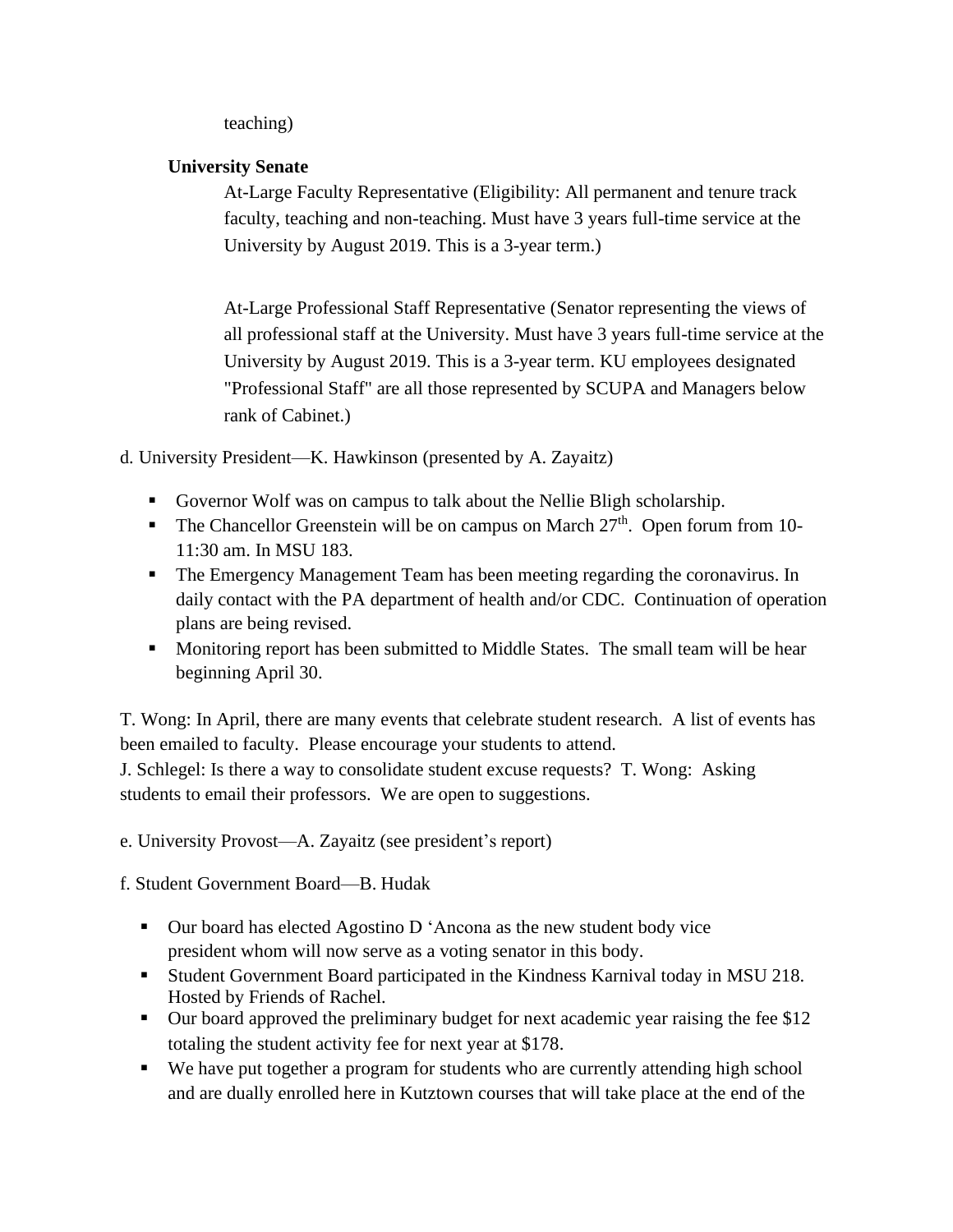teaching)

**University Senate**

At-Large Faculty Representative (Eligibility: All permanent and tenure track faculty, teaching and non-teaching. Must have 3 years full-time service at the University by August 2019. This is a 3-year term.)

At-Large Professional Staff Representative (Senator representing the views of all professional staff at the University. Must have 3 years full-time service at the University by August 2019. This is a 3-year term. KU employees designated "Professional Staff" are all those represented by SCUPA and Managers below rank of Cabinet.)

d. University President—K. Hawkinson (presented by A. Zayaitz)

- Governor Wolf was on campus to talk about the Nellie Bligh scholarship.
- The Chancellor Greenstein will be on campus on March 27th. Open forum from 10-11:30 am. In MSU 183.
- The Emergency Management Team has been meeting regarding the coronavirus. In daily contact with the PA department of health and/or CDC. Continuation of operation plans are being revised.
- Monitoring report has been submitted to Middle States. The small team will be hear beginning April 30.

T. Wong: In April, there are many events that celebrate student research. A list of events has been emailed to faculty. Please encourage your students to attend.
J. Schlegel: Is there a way to consolidate student excuse requests? T. Wong: Asking students to email their professors. We are open to suggestions.

e. University Provost—A. Zayaitz (see president's report)

f. Student Government Board—B. Hudak

- Our board has elected Agostino D 'Ancona as the new student body vice president whom will now serve as a voting senator in this body.
- Student Government Board participated in the Kindness Karnival today in MSU 218. Hosted by Friends of Rachel.
- Our board approved the preliminary budget for next academic year raising the fee $12 totaling the student activity fee for next year at $178.
- We have put together a program for students who are currently attending high school and are dually enrolled here in Kutztown courses that will take place at the end of the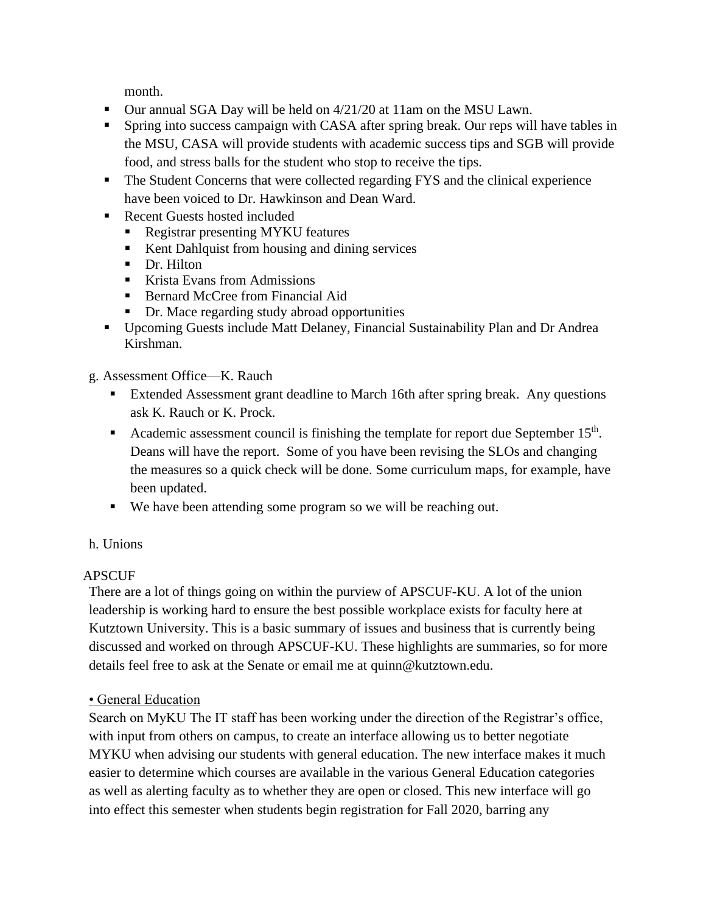month.

- Our annual SGA Day will be held on 4/21/20 at 11am on the MSU Lawn.
- Spring into success campaign with CASA after spring break. Our reps will have tables in the MSU, CASA will provide students with academic success tips and SGB will provide food, and stress balls for the student who stop to receive the tips.
- The Student Concerns that were collected regarding FYS and the clinical experience have been voiced to Dr. Hawkinson and Dean Ward.
- Recent Guests hosted included
  - Registrar presenting MYKU features
  - Kent Dahlquist from housing and dining services
  - Dr. Hilton
  - Krista Evans from Admissions
  - Bernard McCree from Financial Aid
  - Dr. Mace regarding study abroad opportunities
- Upcoming Guests include Matt Delaney, Financial Sustainability Plan and Dr Andrea Kirshman.

g. Assessment Office—K. Rauch

- Extended Assessment grant deadline to March 16th after spring break. Any questions ask K. Rauch or K. Prock.
- Academic assessment council is finishing the template for report due September 15th. Deans will have the report. Some of you have been revising the SLOs and changing the measures so a quick check will be done. Some curriculum maps, for example, have been updated.
- We have been attending some program so we will be reaching out.

h. Unions

APSCUF

There are a lot of things going on within the purview of APSCUF-KU. A lot of the union leadership is working hard to ensure the best possible workplace exists for faculty here at Kutztown University. This is a basic summary of issues and business that is currently being discussed and worked on through APSCUF-KU. These highlights are summaries, so for more details feel free to ask at the Senate or email me at quinn@kutztown.edu.

• General Education

Search on MyKU The IT staff has been working under the direction of the Registrar's office, with input from others on campus, to create an interface allowing us to better negotiate MYKU when advising our students with general education. The new interface makes it much easier to determine which courses are available in the various General Education categories as well as alerting faculty as to whether they are open or closed. This new interface will go into effect this semester when students begin registration for Fall 2020, barring any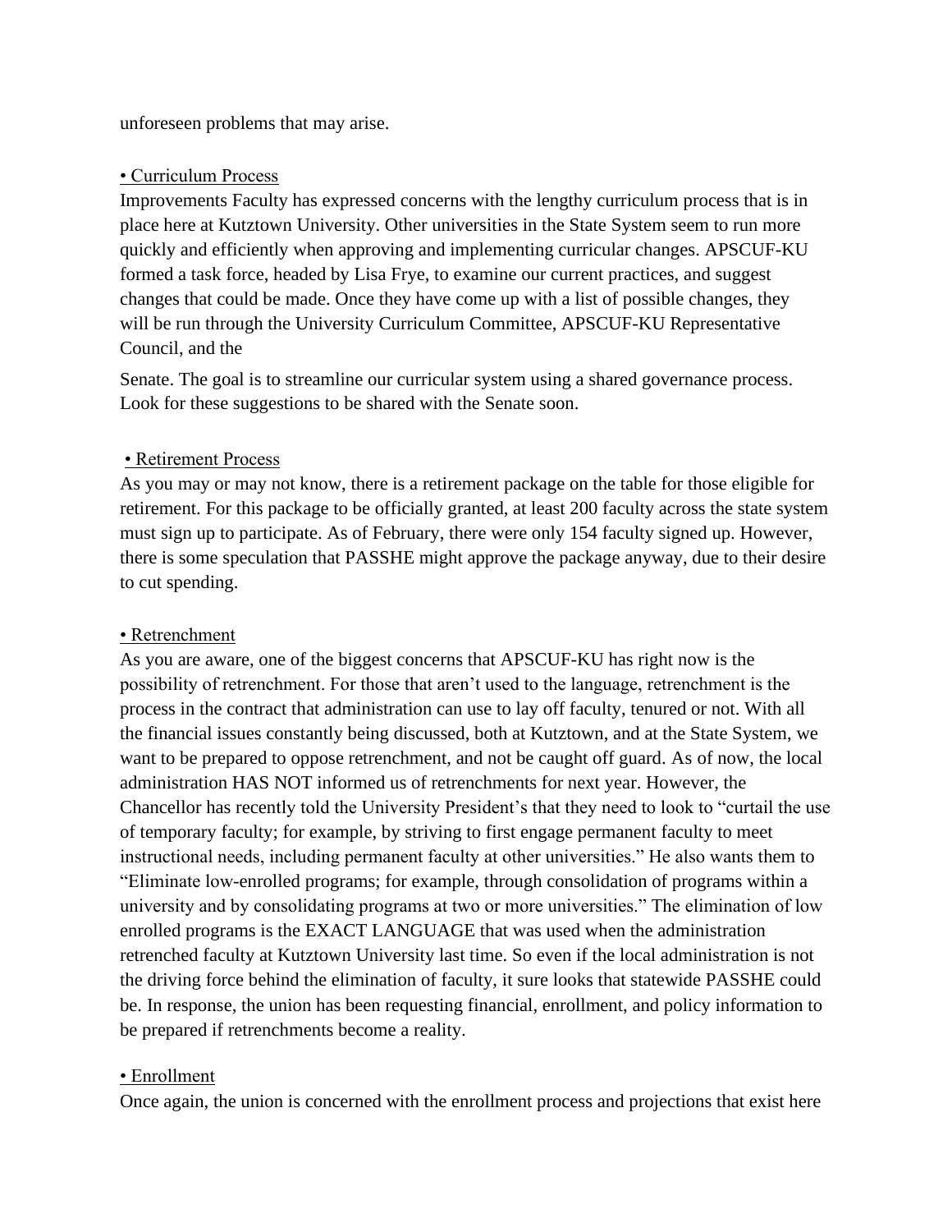unforeseen problems that may arise.

• Curriculum Process

Improvements Faculty has expressed concerns with the lengthy curriculum process that is in place here at Kutztown University. Other universities in the State System seem to run more quickly and efficiently when approving and implementing curricular changes. APSCUF-KU formed a task force, headed by Lisa Frye, to examine our current practices, and suggest changes that could be made. Once they have come up with a list of possible changes, they will be run through the University Curriculum Committee, APSCUF-KU Representative Council, and the

Senate. The goal is to streamline our curricular system using a shared governance process. Look for these suggestions to be shared with the Senate soon.

• Retirement Process

As you may or may not know, there is a retirement package on the table for those eligible for retirement. For this package to be officially granted, at least 200 faculty across the state system must sign up to participate. As of February, there were only 154 faculty signed up. However, there is some speculation that PASSHE might approve the package anyway, due to their desire to cut spending.

• Retrenchment

As you are aware, one of the biggest concerns that APSCUF-KU has right now is the possibility of retrenchment. For those that aren't used to the language, retrenchment is the process in the contract that administration can use to lay off faculty, tenured or not. With all the financial issues constantly being discussed, both at Kutztown, and at the State System, we want to be prepared to oppose retrenchment, and not be caught off guard. As of now, the local administration HAS NOT informed us of retrenchments for next year. However, the Chancellor has recently told the University President's that they need to look to "curtail the use of temporary faculty; for example, by striving to first engage permanent faculty to meet instructional needs, including permanent faculty at other universities." He also wants them to "Eliminate low-enrolled programs; for example, through consolidation of programs within a university and by consolidating programs at two or more universities." The elimination of low enrolled programs is the EXACT LANGUAGE that was used when the administration retrenched faculty at Kutztown University last time. So even if the local administration is not the driving force behind the elimination of faculty, it sure looks that statewide PASSHE could be. In response, the union has been requesting financial, enrollment, and policy information to be prepared if retrenchments become a reality.

• Enrollment

Once again, the union is concerned with the enrollment process and projections that exist here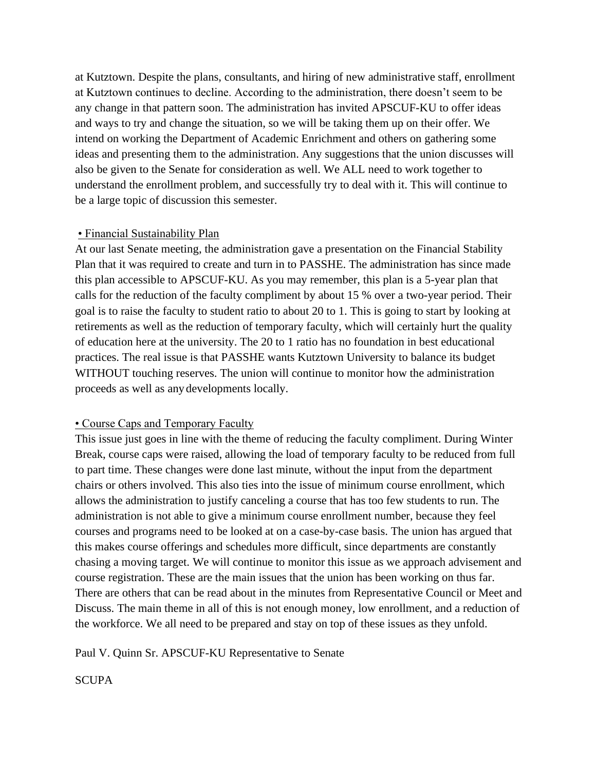at Kutztown. Despite the plans, consultants, and hiring of new administrative staff, enrollment at Kutztown continues to decline. According to the administration, there doesn't seem to be any change in that pattern soon. The administration has invited APSCUF-KU to offer ideas and ways to try and change the situation, so we will be taking them up on their offer. We intend on working the Department of Academic Enrichment and others on gathering some ideas and presenting them to the administration. Any suggestions that the union discusses will also be given to the Senate for consideration as well. We ALL need to work together to understand the enrollment problem, and successfully try to deal with it. This will continue to be a large topic of discussion this semester.

<u>• Financial Sustainability Plan</u>

At our last Senate meeting, the administration gave a presentation on the Financial Stability Plan that it was required to create and turn in to PASSHE. The administration has since made this plan accessible to APSCUF-KU. As you may remember, this plan is a 5-year plan that calls for the reduction of the faculty compliment by about 15 % over a two-year period. Their goal is to raise the faculty to student ratio to about 20 to 1. This is going to start by looking at retirements as well as the reduction of temporary faculty, which will certainly hurt the quality of education here at the university. The 20 to 1 ratio has no foundation in best educational practices. The real issue is that PASSHE wants Kutztown University to balance its budget WITHOUT touching reserves. The union will continue to monitor how the administration proceeds as well as any developments locally.

<u>• Course Caps and Temporary Faculty</u>

This issue just goes in line with the theme of reducing the faculty compliment. During Winter Break, course caps were raised, allowing the load of temporary faculty to be reduced from full to part time. These changes were done last minute, without the input from the department chairs or others involved. This also ties into the issue of minimum course enrollment, which allows the administration to justify canceling a course that has too few students to run. The administration is not able to give a minimum course enrollment number, because they feel courses and programs need to be looked at on a case-by-case basis. The union has argued that this makes course offerings and schedules more difficult, since departments are constantly chasing a moving target. We will continue to monitor this issue as we approach advisement and course registration. These are the main issues that the union has been working on thus far. There are others that can be read about in the minutes from Representative Council or Meet and Discuss. The main theme in all of this is not enough money, low enrollment, and a reduction of the workforce. We all need to be prepared and stay on top of these issues as they unfold.

Paul V. Quinn Sr. APSCUF-KU Representative to Senate

SCUPA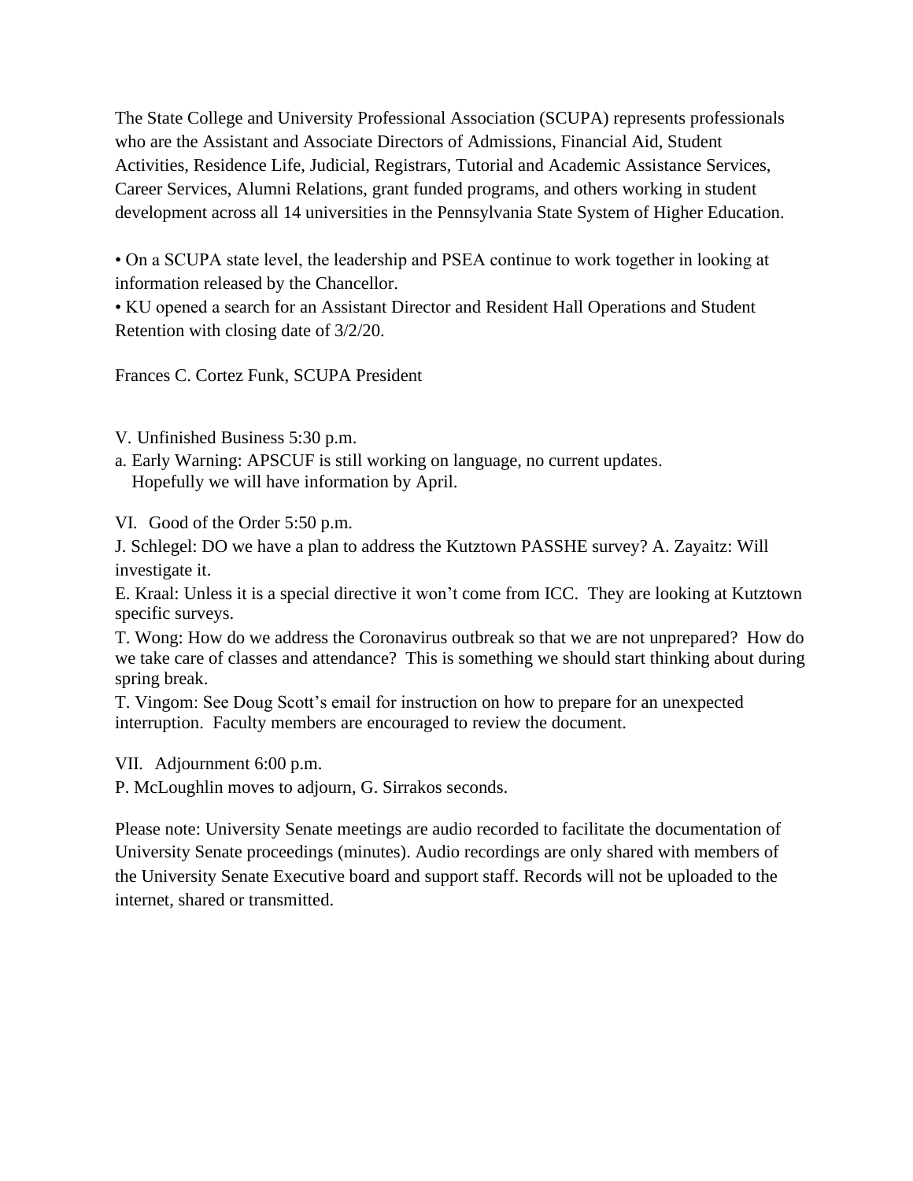The State College and University Professional Association (SCUPA) represents professionals who are the Assistant and Associate Directors of Admissions, Financial Aid, Student Activities, Residence Life, Judicial, Registrars, Tutorial and Academic Assistance Services, Career Services, Alumni Relations, grant funded programs, and others working in student development across all 14 universities in the Pennsylvania State System of Higher Education.

• On a SCUPA state level, the leadership and PSEA continue to work together in looking at information released by the Chancellor.
• KU opened a search for an Assistant Director and Resident Hall Operations and Student Retention with closing date of 3/2/20.

Frances C. Cortez Funk, SCUPA President

V. Unfinished Business 5:30 p.m.

a. Early Warning: APSCUF is still working on language, no current updates. Hopefully we will have information by April.

VI. Good of the Order 5:50 p.m.

J. Schlegel: DO we have a plan to address the Kutztown PASSHE survey? A. Zayaitz: Will investigate it.

E. Kraal: Unless it is a special directive it won't come from ICC. They are looking at Kutztown specific surveys.

T. Wong: How do we address the Coronavirus outbreak so that we are not unprepared? How do we take care of classes and attendance? This is something we should start thinking about during spring break.

T. Vingom: See Doug Scott's email for instruction on how to prepare for an unexpected interruption. Faculty members are encouraged to review the document.

VII. Adjournment 6:00 p.m.

P. McLoughlin moves to adjourn, G. Sirrakos seconds.

Please note: University Senate meetings are audio recorded to facilitate the documentation of University Senate proceedings (minutes). Audio recordings are only shared with members of the University Senate Executive board and support staff. Records will not be uploaded to the internet, shared or transmitted.